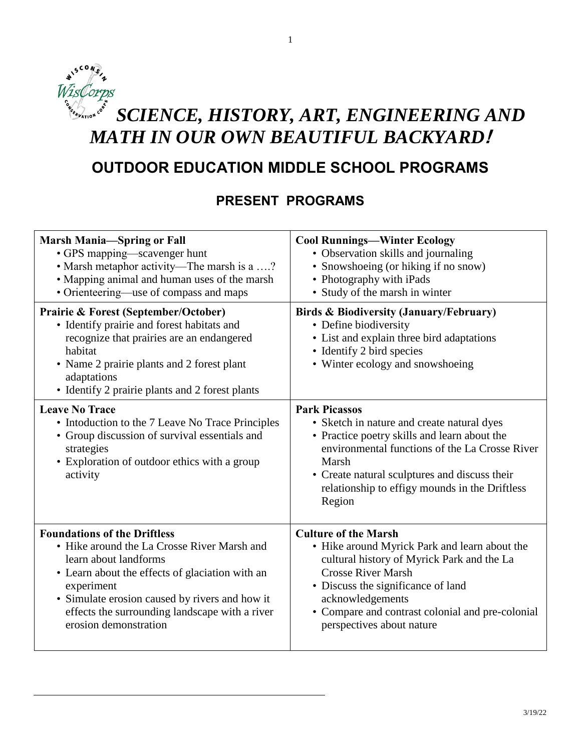# *SCIENCE, HISTORY, ART, ENGINEERING AND MATH IN OUR OWN BEAUTIFUL BACKYARD!*

## OUTDOOR EDUCATION MIDDLE SCHOOL PROGRAMS

### PRESENT PROGRAMS

| **Marsh Mania—Spring or Fall**<br>• GPS mapping—scavenger hunt<br>• Marsh metaphor activity—The marsh is a ….?<br>• Mapping animal and human uses of the marsh<br>• Orienteering—use of compass and maps | **Cool Runnings—Winter Ecology**<br>• Observation skills and journaling<br>• Snowshoeing (or hiking if no snow)<br>• Photography with iPads<br>• Study of the marsh in winter |
|---|---|
| **Prairie & Forest (September/October)**<br>• Identify prairie and forest habitats and recognize that prairies are an endangered habitat<br>• Name 2 prairie plants and 2 forest plant adaptations<br>• Identify 2 prairie plants and 2 forest plants | **Birds & Biodiversity (January/February)**<br>• Define biodiversity<br>• List and explain three bird adaptations<br>• Identify 2 bird species<br>• Winter ecology and snowshoeing |
| **Leave No Trace**<br>• Intoduction to the 7 Leave No Trace Principles<br>• Group discussion of survival essentials and strategies<br>• Exploration of outdoor ethics with a group activity | **Park Picassos**<br>• Sketch in nature and create natural dyes<br>• Practice poetry skills and learn about the environmental functions of the La Crosse River Marsh<br>• Create natural sculptures and discuss their relationship to effigy mounds in the Driftless Region |
| **Foundations of the Driftless**<br>• Hike around the La Crosse River Marsh and learn about landforms<br>• Learn about the effects of glaciation with an experiment<br>• Simulate erosion caused by rivers and how it effects the surrounding landscape with a river erosion demonstration | **Culture of the Marsh**<br>• Hike around Myrick Park and learn about the cultural history of Myrick Park and the La Crosse River Marsh<br>• Discuss the significance of land acknowledgements<br>• Compare and contrast colonial and pre-colonial perspectives about nature |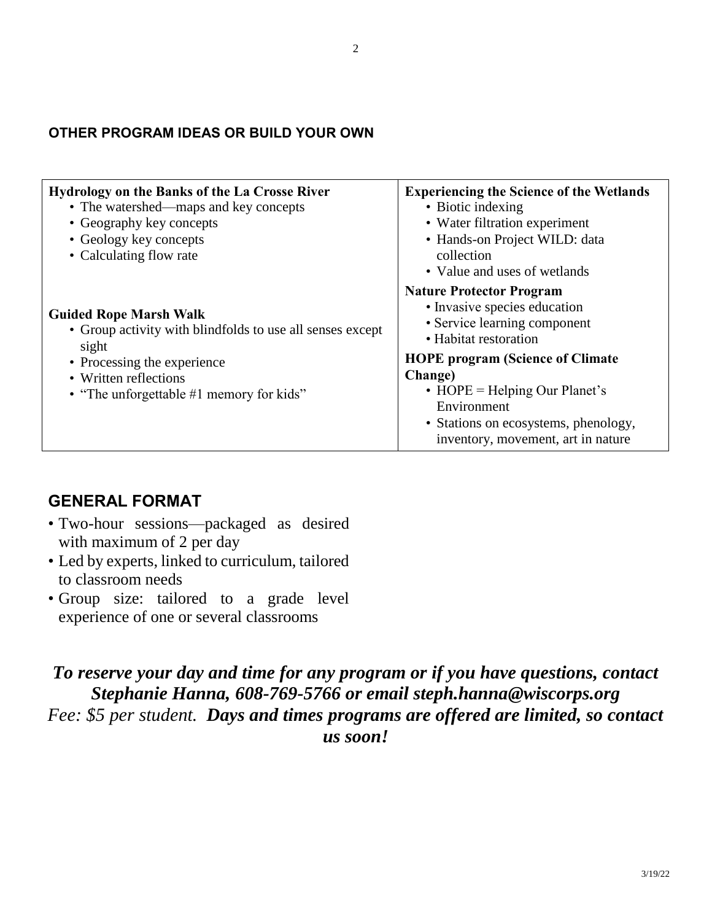## OTHER PROGRAM IDEAS OR BUILD YOUR OWN

| | |
|---|---|
| **Hydrology on the Banks of the La Crosse River**<br>• The watershed—maps and key concepts<br>• Geography key concepts<br>• Geology key concepts<br>• Calculating flow rate | **Experiencing the Science of the Wetlands**<br>• Biotic indexing<br>• Water filtration experiment<br>• Hands-on Project WILD: data collection<br>• Value and uses of wetlands |
| **Guided Rope Marsh Walk**<br>• Group activity with blindfolds to use all senses except sight<br>• Processing the experience<br>• Written reflections<br>• "The unforgettable #1 memory for kids" | **Nature Protector Program**<br>• Invasive species education<br>• Service learning component<br>• Habitat restoration<br>**HOPE program (Science of Climate Change)**<br>• HOPE = Helping Our Planet's Environment<br>• Stations on ecosystems, phenology, inventory, movement, art in nature |

## GENERAL FORMAT

- Two-hour sessions—packaged as desired with maximum of 2 per day
- Led by experts, linked to curriculum, tailored to classroom needs
- Group size: tailored to a grade level experience of one or several classrooms

***To reserve your day and time for any program or if you have questions, contact Stephanie Hanna, 608-769-5766 or email steph.hanna@wiscorps.org***

*Fee: $5 per student.* ***Days and times programs are offered are limited, so contact us soon!***

3/19/22